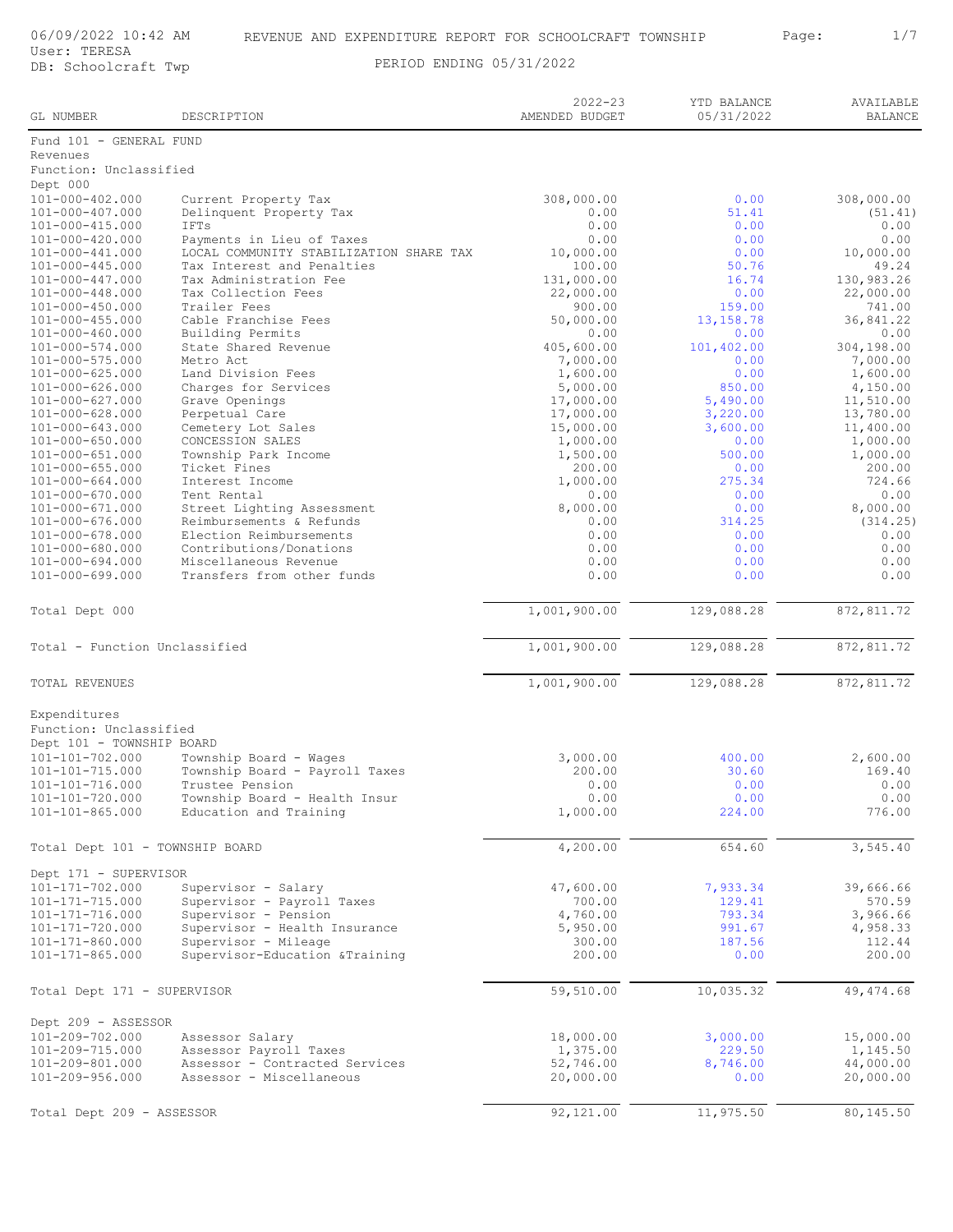# REVENUE AND EXPENDITURE REPORT FOR SCHOOLCRAFT TOWNSHIP

06/09/2022 10:42 AM
User: TERESA
DB: Schoolcraft Twp

PERIOD ENDING 05/31/2022

| GL NUMBER | DESCRIPTION | 2022-23 AMENDED BUDGET | YTD BALANCE 05/31/2022 | AVAILABLE BALANCE |
|---|---|---|---|---|
| Fund 101 - GENERAL FUND | | | | |
| Revenues | | | | |
| Function: Unclassified | | | | |
| Dept 000 | | | | |
| 101-000-402.000 | Current Property Tax | 308,000.00 | 0.00 | 308,000.00 |
| 101-000-407.000 | Delinquent Property Tax | 0.00 | 51.41 | (51.41) |
| 101-000-415.000 | IFTs | 0.00 | 0.00 | 0.00 |
| 101-000-420.000 | Payments in Lieu of Taxes | 0.00 | 0.00 | 0.00 |
| 101-000-441.000 | LOCAL COMMUNITY STABILIZATION SHARE TAX | 10,000.00 | 0.00 | 10,000.00 |
| 101-000-445.000 | Tax Interest and Penalties | 100.00 | 50.76 | 49.24 |
| 101-000-447.000 | Tax Administration Fee | 131,000.00 | 16.74 | 130,983.26 |
| 101-000-448.000 | Tax Collection Fees | 22,000.00 | 0.00 | 22,000.00 |
| 101-000-450.000 | Trailer Fees | 900.00 | 159.00 | 741.00 |
| 101-000-455.000 | Cable Franchise Fees | 50,000.00 | 13,158.78 | 36,841.22 |
| 101-000-460.000 | Building Permits | 0.00 | 0.00 | 0.00 |
| 101-000-574.000 | State Shared Revenue | 405,600.00 | 101,402.00 | 304,198.00 |
| 101-000-575.000 | Metro Act | 7,000.00 | 0.00 | 7,000.00 |
| 101-000-625.000 | Land Division Fees | 1,600.00 | 0.00 | 1,600.00 |
| 101-000-626.000 | Charges for Services | 5,000.00 | 850.00 | 4,150.00 |
| 101-000-627.000 | Grave Openings | 17,000.00 | 5,490.00 | 11,510.00 |
| 101-000-628.000 | Perpetual Care | 17,000.00 | 3,220.00 | 13,780.00 |
| 101-000-643.000 | Cemetery Lot Sales | 15,000.00 | 3,600.00 | 11,400.00 |
| 101-000-650.000 | CONCESSION SALES | 1,000.00 | 0.00 | 1,000.00 |
| 101-000-651.000 | Township Park Income | 1,500.00 | 500.00 | 1,000.00 |
| 101-000-655.000 | Ticket Fines | 200.00 | 0.00 | 200.00 |
| 101-000-664.000 | Interest Income | 1,000.00 | 275.34 | 724.66 |
| 101-000-670.000 | Tent Rental | 0.00 | 0.00 | 0.00 |
| 101-000-671.000 | Street Lighting Assessment | 8,000.00 | 0.00 | 8,000.00 |
| 101-000-676.000 | Reimbursements & Refunds | 0.00 | 314.25 | (314.25) |
| 101-000-678.000 | Election Reimbursements | 0.00 | 0.00 | 0.00 |
| 101-000-680.000 | Contributions/Donations | 0.00 | 0.00 | 0.00 |
| 101-000-694.000 | Miscellaneous Revenue | 0.00 | 0.00 | 0.00 |
| 101-000-699.000 | Transfers from other funds | 0.00 | 0.00 | 0.00 |
| Total Dept 000 | | 1,001,900.00 | 129,088.28 | 872,811.72 |
| Total - Function Unclassified | | 1,001,900.00 | 129,088.28 | 872,811.72 |
| TOTAL REVENUES | | 1,001,900.00 | 129,088.28 | 872,811.72 |
| Expenditures | | | | |
| Function: Unclassified | | | | |
| Dept 101 - TOWNSHIP BOARD | | | | |
| 101-101-702.000 | Township Board - Wages | 3,000.00 | 400.00 | 2,600.00 |
| 101-101-715.000 | Township Board - Payroll Taxes | 200.00 | 30.60 | 169.40 |
| 101-101-716.000 | Trustee Pension | 0.00 | 0.00 | 0.00 |
| 101-101-720.000 | Township Board - Health Insur | 0.00 | 0.00 | 0.00 |
| 101-101-865.000 | Education and Training | 1,000.00 | 224.00 | 776.00 |
| Total Dept 101 - TOWNSHIP BOARD | | 4,200.00 | 654.60 | 3,545.40 |
| Dept 171 - SUPERVISOR | | | | |
| 101-171-702.000 | Supervisor - Salary | 47,600.00 | 7,933.34 | 39,666.66 |
| 101-171-715.000 | Supervisor - Payroll Taxes | 700.00 | 129.41 | 570.59 |
| 101-171-716.000 | Supervisor - Pension | 4,760.00 | 793.34 | 3,966.66 |
| 101-171-720.000 | Supervisor - Health Insurance | 5,950.00 | 991.67 | 4,958.33 |
| 101-171-860.000 | Supervisor - Mileage | 300.00 | 187.56 | 112.44 |
| 101-171-865.000 | Supervisor-Education &Training | 200.00 | 0.00 | 200.00 |
| Total Dept 171 - SUPERVISOR | | 59,510.00 | 10,035.32 | 49,474.68 |
| Dept 209 - ASSESSOR | | | | |
| 101-209-702.000 | Assessor Salary | 18,000.00 | 3,000.00 | 15,000.00 |
| 101-209-715.000 | Assessor Payroll Taxes | 1,375.00 | 229.50 | 1,145.50 |
| 101-209-801.000 | Assessor - Contracted Services | 52,746.00 | 8,746.00 | 44,000.00 |
| 101-209-956.000 | Assessor - Miscellaneous | 20,000.00 | 0.00 | 20,000.00 |
| Total Dept 209 - ASSESSOR | | 92,121.00 | 11,975.50 | 80,145.50 |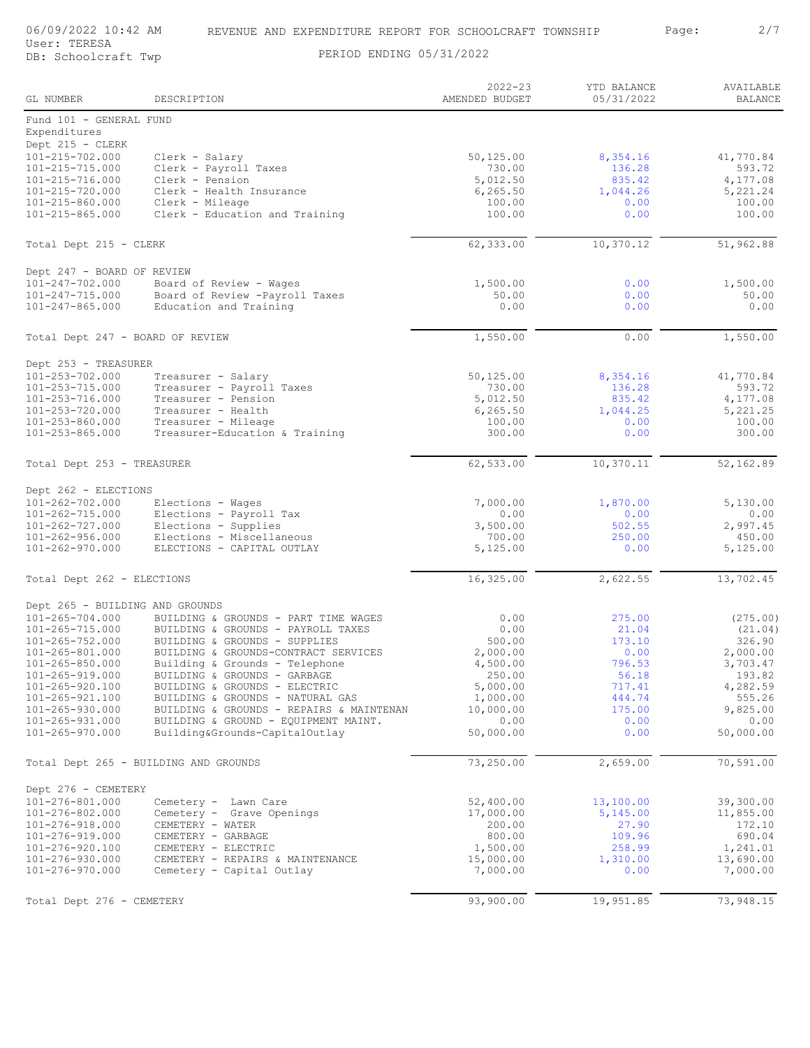# REVENUE AND EXPENDITURE REPORT FOR SCHOOLCRAFT TOWNSHIP

PERIOD ENDING 05/31/2022

| GL NUMBER | DESCRIPTION | 2022-23 AMENDED BUDGET | YTD BALANCE 05/31/2022 | AVAILABLE BALANCE |
|---|---|---|---|---|
| **Fund 101 - GENERAL FUND** | | | | |
| Expenditures | | | | |
| Dept 215 - CLERK | | | | |
| 101-215-702.000 | Clerk - Salary | 50,125.00 | 8,354.16 | 41,770.84 |
| 101-215-715.000 | Clerk - Payroll Taxes | 730.00 | 136.28 | 593.72 |
| 101-215-716.000 | Clerk - Pension | 5,012.50 | 835.42 | 4,177.08 |
| 101-215-720.000 | Clerk - Health Insurance | 6,265.50 | 1,044.26 | 5,221.24 |
| 101-215-860.000 | Clerk - Mileage | 100.00 | 0.00 | 100.00 |
| 101-215-865.000 | Clerk - Education and Training | 100.00 | 0.00 | 100.00 |
| Total Dept 215 - CLERK | | 62,333.00 | 10,370.12 | 51,962.88 |
| Dept 247 - BOARD OF REVIEW | | | | |
| 101-247-702.000 | Board of Review - Wages | 1,500.00 | 0.00 | 1,500.00 |
| 101-247-715.000 | Board of Review -Payroll Taxes | 50.00 | 0.00 | 50.00 |
| 101-247-865.000 | Education and Training | 0.00 | 0.00 | 0.00 |
| Total Dept 247 - BOARD OF REVIEW | | 1,550.00 | 0.00 | 1,550.00 |
| Dept 253 - TREASURER | | | | |
| 101-253-702.000 | Treasurer - Salary | 50,125.00 | 8,354.16 | 41,770.84 |
| 101-253-715.000 | Treasurer - Payroll Taxes | 730.00 | 136.28 | 593.72 |
| 101-253-716.000 | Treasurer - Pension | 5,012.50 | 835.42 | 4,177.08 |
| 101-253-720.000 | Treasurer - Health | 6,265.50 | 1,044.25 | 5,221.25 |
| 101-253-860.000 | Treasurer - Mileage | 100.00 | 0.00 | 100.00 |
| 101-253-865.000 | Treasurer-Education & Training | 300.00 | 0.00 | 300.00 |
| Total Dept 253 - TREASURER | | 62,533.00 | 10,370.11 | 52,162.89 |
| Dept 262 - ELECTIONS | | | | |
| 101-262-702.000 | Elections - Wages | 7,000.00 | 1,870.00 | 5,130.00 |
| 101-262-715.000 | Elections - Payroll Tax | 0.00 | 0.00 | 0.00 |
| 101-262-727.000 | Elections - Supplies | 3,500.00 | 502.55 | 2,997.45 |
| 101-262-956.000 | Elections - Miscellaneous | 700.00 | 250.00 | 450.00 |
| 101-262-970.000 | ELECTIONS - CAPITAL OUTLAY | 5,125.00 | 0.00 | 5,125.00 |
| Total Dept 262 - ELECTIONS | | 16,325.00 | 2,622.55 | 13,702.45 |
| Dept 265 - BUILDING AND GROUNDS | | | | |
| 101-265-704.000 | BUILDING & GROUNDS - PART TIME WAGES | 0.00 | 275.00 | (275.00) |
| 101-265-715.000 | BUILDING & GROUNDS - PAYROLL TAXES | 0.00 | 21.04 | (21.04) |
| 101-265-752.000 | BUILDING & GROUNDS - SUPPLIES | 500.00 | 173.10 | 326.90 |
| 101-265-801.000 | BUILDING & GROUNDS-CONTRACT SERVICES | 2,000.00 | 0.00 | 2,000.00 |
| 101-265-850.000 | Building & Grounds - Telephone | 4,500.00 | 796.53 | 3,703.47 |
| 101-265-919.000 | BUILDING & GROUNDS - GARBAGE | 250.00 | 56.18 | 193.82 |
| 101-265-920.100 | BUILDING & GROUNDS - ELECTRIC | 5,000.00 | 717.41 | 4,282.59 |
| 101-265-921.100 | BUILDING & GROUNDS - NATURAL GAS | 1,000.00 | 444.74 | 555.26 |
| 101-265-930.000 | BUILDING & GROUNDS - REPAIRS & MAINTENAN | 10,000.00 | 175.00 | 9,825.00 |
| 101-265-931.000 | BUILDING & GROUND - EQUIPMENT MAINT. | 0.00 | 0.00 | 0.00 |
| 101-265-970.000 | Building&Grounds-CapitalOutlay | 50,000.00 | 0.00 | 50,000.00 |
| Total Dept 265 - BUILDING AND GROUNDS | | 73,250.00 | 2,659.00 | 70,591.00 |
| Dept 276 - CEMETERY | | | | |
| 101-276-801.000 | Cemetery - Lawn Care | 52,400.00 | 13,100.00 | 39,300.00 |
| 101-276-802.000 | Cemetery - Grave Openings | 17,000.00 | 5,145.00 | 11,855.00 |
| 101-276-918.000 | CEMETERY - WATER | 200.00 | 27.90 | 172.10 |
| 101-276-919.000 | CEMETERY - GARBAGE | 800.00 | 109.96 | 690.04 |
| 101-276-920.100 | CEMETERY - ELECTRIC | 1,500.00 | 258.99 | 1,241.01 |
| 101-276-930.000 | CEMETERY - REPAIRS & MAINTENANCE | 15,000.00 | 1,310.00 | 13,690.00 |
| 101-276-970.000 | Cemetery - Capital Outlay | 7,000.00 | 0.00 | 7,000.00 |
| Total Dept 276 - CEMETERY | | 93,900.00 | 19,951.85 | 73,948.15 |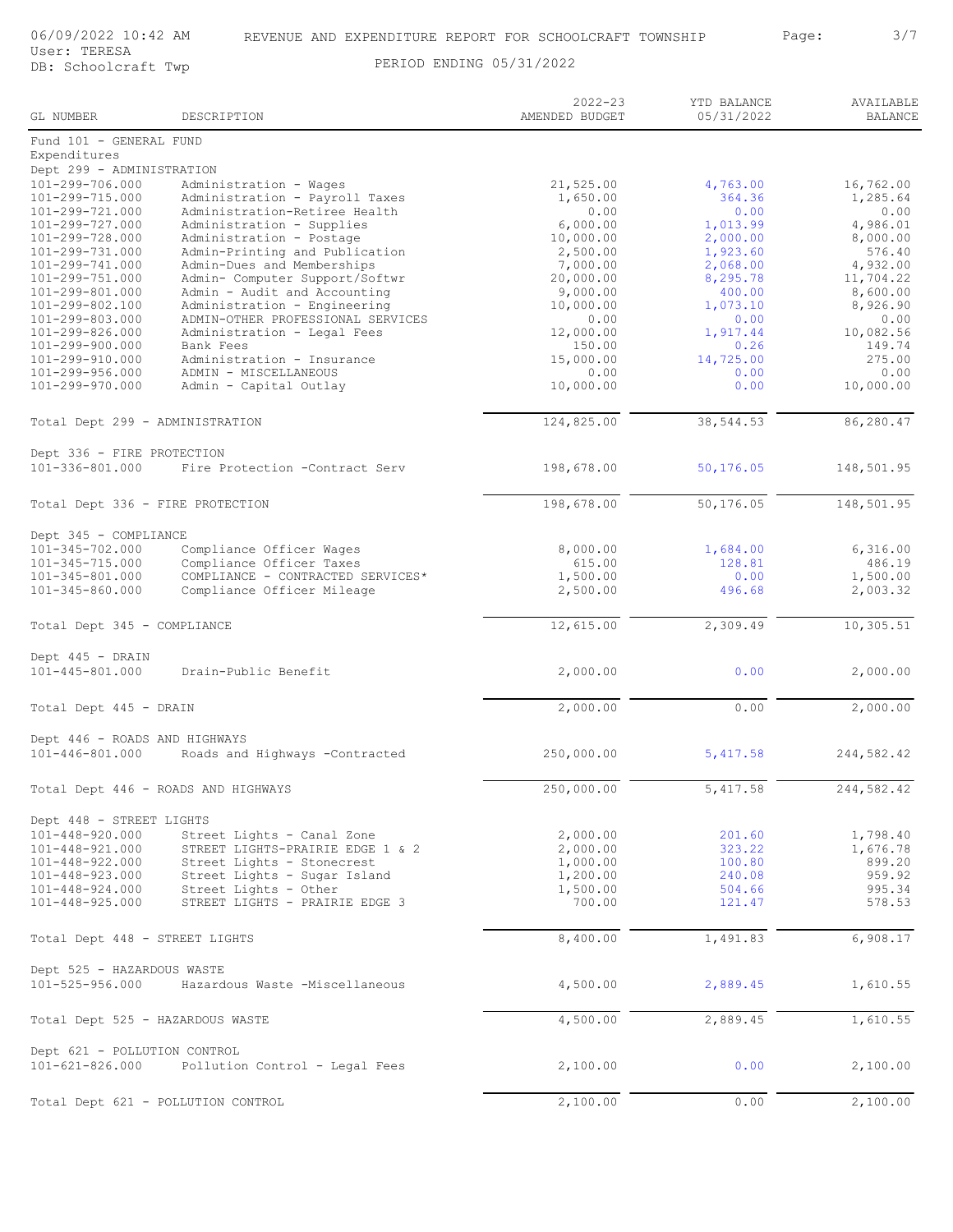# REVENUE AND EXPENDITURE REPORT FOR SCHOOLCRAFT TOWNSHIP

06/09/2022 10:42 AM
User: TERESA
DB: Schoolcraft Twp

PERIOD ENDING 05/31/2022

| GL NUMBER | DESCRIPTION | 2022-23 AMENDED BUDGET | YTD BALANCE 05/31/2022 | AVAILABLE BALANCE |
|---|---|---|---|---|
| Fund 101 - GENERAL FUND | | | | |
| Expenditures | | | | |
| Dept 299 - ADMINISTRATION | | | | |
| 101-299-706.000 | Administration - Wages | 21,525.00 | 4,763.00 | 16,762.00 |
| 101-299-715.000 | Administration - Payroll Taxes | 1,650.00 | 364.36 | 1,285.64 |
| 101-299-721.000 | Administration-Retiree Health | 0.00 | 0.00 | 0.00 |
| 101-299-727.000 | Administration - Supplies | 6,000.00 | 1,013.99 | 4,986.01 |
| 101-299-728.000 | Administration - Postage | 10,000.00 | 2,000.00 | 8,000.00 |
| 101-299-731.000 | Admin-Printing and Publication | 2,500.00 | 1,923.60 | 576.40 |
| 101-299-741.000 | Admin-Dues and Memberships | 7,000.00 | 2,068.00 | 4,932.00 |
| 101-299-751.000 | Admin- Computer Support/Softwr | 20,000.00 | 8,295.78 | 11,704.22 |
| 101-299-801.000 | Admin - Audit and Accounting | 9,000.00 | 400.00 | 8,600.00 |
| 101-299-802.100 | Administration - Engineering | 10,000.00 | 1,073.10 | 8,926.90 |
| 101-299-803.000 | ADMIN-OTHER PROFESSIONAL SERVICES | 0.00 | 0.00 | 0.00 |
| 101-299-826.000 | Administration - Legal Fees | 12,000.00 | 1,917.44 | 10,082.56 |
| 101-299-900.000 | Bank Fees | 150.00 | 0.26 | 149.74 |
| 101-299-910.000 | Administration - Insurance | 15,000.00 | 14,725.00 | 275.00 |
| 101-299-956.000 | ADMIN - MISCELLANEOUS | 0.00 | 0.00 | 0.00 |
| 101-299-970.000 | Admin - Capital Outlay | 10,000.00 | 0.00 | 10,000.00 |
| Total Dept 299 - ADMINISTRATION | | 124,825.00 | 38,544.53 | 86,280.47 |
| Dept 336 - FIRE PROTECTION | | | | |
| 101-336-801.000 | Fire Protection -Contract Serv | 198,678.00 | 50,176.05 | 148,501.95 |
| Total Dept 336 - FIRE PROTECTION | | 198,678.00 | 50,176.05 | 148,501.95 |
| Dept 345 - COMPLIANCE | | | | |
| 101-345-702.000 | Compliance Officer Wages | 8,000.00 | 1,684.00 | 6,316.00 |
| 101-345-715.000 | Compliance Officer Taxes | 615.00 | 128.81 | 486.19 |
| 101-345-801.000 | COMPLIANCE - CONTRACTED SERVICES* | 1,500.00 | 0.00 | 1,500.00 |
| 101-345-860.000 | Compliance Officer Mileage | 2,500.00 | 496.68 | 2,003.32 |
| Total Dept 345 - COMPLIANCE | | 12,615.00 | 2,309.49 | 10,305.51 |
| Dept 445 - DRAIN | | | | |
| 101-445-801.000 | Drain-Public Benefit | 2,000.00 | 0.00 | 2,000.00 |
| Total Dept 445 - DRAIN | | 2,000.00 | 0.00 | 2,000.00 |
| Dept 446 - ROADS AND HIGHWAYS | | | | |
| 101-446-801.000 | Roads and Highways -Contracted | 250,000.00 | 5,417.58 | 244,582.42 |
| Total Dept 446 - ROADS AND HIGHWAYS | | 250,000.00 | 5,417.58 | 244,582.42 |
| Dept 448 - STREET LIGHTS | | | | |
| 101-448-920.000 | Street Lights - Canal Zone | 2,000.00 | 201.60 | 1,798.40 |
| 101-448-921.000 | STREET LIGHTS-PRAIRIE EDGE 1 & 2 | 2,000.00 | 323.22 | 1,676.78 |
| 101-448-922.000 | Street Lights - Stonecrest | 1,000.00 | 100.80 | 899.20 |
| 101-448-923.000 | Street Lights - Sugar Island | 1,200.00 | 240.08 | 959.92 |
| 101-448-924.000 | Street Lights - Other | 1,500.00 | 504.66 | 995.34 |
| 101-448-925.000 | STREET LIGHTS - PRAIRIE EDGE 3 | 700.00 | 121.47 | 578.53 |
| Total Dept 448 - STREET LIGHTS | | 8,400.00 | 1,491.83 | 6,908.17 |
| Dept 525 - HAZARDOUS WASTE | | | | |
| 101-525-956.000 | Hazardous Waste -Miscellaneous | 4,500.00 | 2,889.45 | 1,610.55 |
| Total Dept 525 - HAZARDOUS WASTE | | 4,500.00 | 2,889.45 | 1,610.55 |
| Dept 621 - POLLUTION CONTROL | | | | |
| 101-621-826.000 | Pollution Control - Legal Fees | 2,100.00 | 0.00 | 2,100.00 |
| Total Dept 621 - POLLUTION CONTROL | | 2,100.00 | 0.00 | 2,100.00 |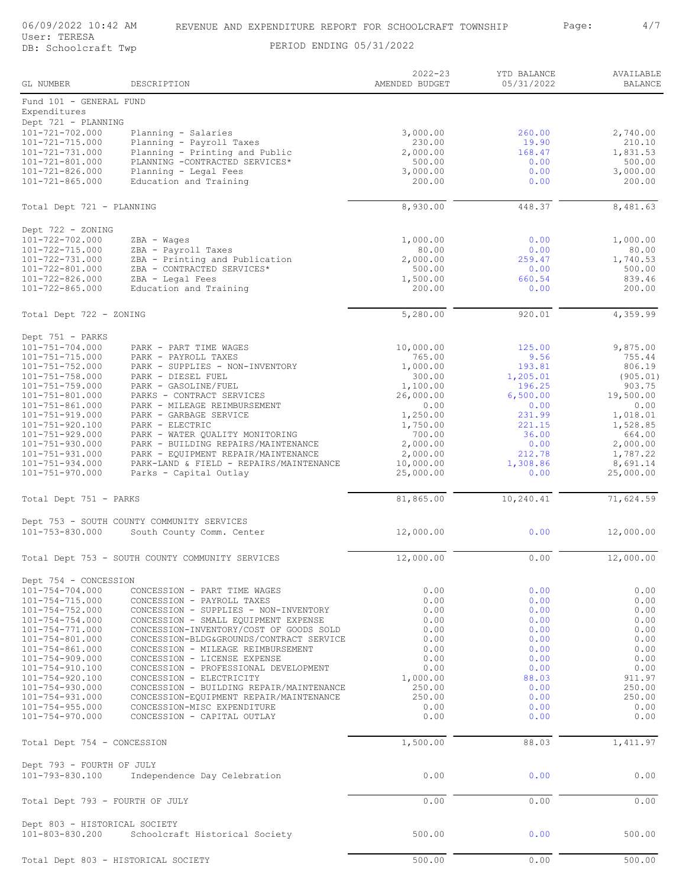# REVENUE AND EXPENDITURE REPORT FOR SCHOOLCRAFT TOWNSHIP

06/09/2022 10:42 AM
User: TERESA
DB: Schoolcraft Twp

PERIOD ENDING 05/31/2022

| GL NUMBER | DESCRIPTION | 2022-23 AMENDED BUDGET | YTD BALANCE 05/31/2022 | AVAILABLE BALANCE |
|---|---|---|---|---|
| Fund 101 - GENERAL FUND | | | | |
| Expenditures | | | | |
| Dept 721 - PLANNING | | | | |
| 101-721-702.000 | Planning - Salaries | 3,000.00 | 260.00 | 2,740.00 |
| 101-721-715.000 | Planning - Payroll Taxes | 230.00 | 19.90 | 210.10 |
| 101-721-731.000 | Planning - Printing and Public | 2,000.00 | 168.47 | 1,831.53 |
| 101-721-801.000 | PLANNING -CONTRACTED SERVICES* | 500.00 | 0.00 | 500.00 |
| 101-721-826.000 | Planning - Legal Fees | 3,000.00 | 0.00 | 3,000.00 |
| 101-721-865.000 | Education and Training | 200.00 | 0.00 | 200.00 |
| Total Dept 721 - PLANNING | | 8,930.00 | 448.37 | 8,481.63 |
| Dept 722 - ZONING | | | | |
| 101-722-702.000 | ZBA - Wages | 1,000.00 | 0.00 | 1,000.00 |
| 101-722-715.000 | ZBA - Payroll Taxes | 80.00 | 0.00 | 80.00 |
| 101-722-731.000 | ZBA - Printing and Publication | 2,000.00 | 259.47 | 1,740.53 |
| 101-722-801.000 | ZBA - CONTRACTED SERVICES* | 500.00 | 0.00 | 500.00 |
| 101-722-826.000 | ZBA - Legal Fees | 1,500.00 | 660.54 | 839.46 |
| 101-722-865.000 | Education and Training | 200.00 | 0.00 | 200.00 |
| Total Dept 722 - ZONING | | 5,280.00 | 920.01 | 4,359.99 |
| Dept 751 - PARKS | | | | |
| 101-751-704.000 | PARK - PART TIME WAGES | 10,000.00 | 125.00 | 9,875.00 |
| 101-751-715.000 | PARK - PAYROLL TAXES | 765.00 | 9.56 | 755.44 |
| 101-751-752.000 | PARK - SUPPLIES - NON-INVENTORY | 1,000.00 | 193.81 | 806.19 |
| 101-751-758.000 | PARK - DIESEL FUEL | 300.00 | 1,205.01 | (905.01) |
| 101-751-759.000 | PARK - GASOLINE/FUEL | 1,100.00 | 196.25 | 903.75 |
| 101-751-801.000 | PARKS - CONTRACT SERVICES | 26,000.00 | 6,500.00 | 19,500.00 |
| 101-751-861.000 | PARK - MILEAGE REIMBURSEMENT | 0.00 | 0.00 | 0.00 |
| 101-751-919.000 | PARK - GARBAGE SERVICE | 1,250.00 | 231.99 | 1,018.01 |
| 101-751-920.100 | PARK - ELECTRIC | 1,750.00 | 221.15 | 1,528.85 |
| 101-751-929.000 | PARK - WATER QUALITY MONITORING | 700.00 | 36.00 | 664.00 |
| 101-751-930.000 | PARK - BUILDING REPAIRS/MAINTENANCE | 2,000.00 | 0.00 | 2,000.00 |
| 101-751-931.000 | PARK - EQUIPMENT REPAIR/MAINTENANCE | 2,000.00 | 212.78 | 1,787.22 |
| 101-751-934.000 | PARK-LAND & FIELD - REPAIRS/MAINTENANCE | 10,000.00 | 1,308.86 | 8,691.14 |
| 101-751-970.000 | Parks - Capital Outlay | 25,000.00 | 0.00 | 25,000.00 |
| Total Dept 751 - PARKS | | 81,865.00 | 10,240.41 | 71,624.59 |
| Dept 753 - SOUTH COUNTY COMMUNITY SERVICES | | | | |
| 101-753-830.000 | South County Comm. Center | 12,000.00 | 0.00 | 12,000.00 |
| Total Dept 753 - SOUTH COUNTY COMMUNITY SERVICES | | 12,000.00 | 0.00 | 12,000.00 |
| Dept 754 - CONCESSION | | | | |
| 101-754-704.000 | CONCESSION - PART TIME WAGES | 0.00 | 0.00 | 0.00 |
| 101-754-715.000 | CONCESSION - PAYROLL TAXES | 0.00 | 0.00 | 0.00 |
| 101-754-752.000 | CONCESSION - SUPPLIES - NON-INVENTORY | 0.00 | 0.00 | 0.00 |
| 101-754-754.000 | CONCESSION - SMALL EQUIPMENT EXPENSE | 0.00 | 0.00 | 0.00 |
| 101-754-771.000 | CONCESSION-INVENTORY/COST OF GOODS SOLD | 0.00 | 0.00 | 0.00 |
| 101-754-801.000 | CONCESSION-BLDG&GROUNDS/CONTRACT SERVICE | 0.00 | 0.00 | 0.00 |
| 101-754-861.000 | CONCESSION - MILEAGE REIMBURSEMENT | 0.00 | 0.00 | 0.00 |
| 101-754-909.000 | CONCESSION - LICENSE EXPENSE | 0.00 | 0.00 | 0.00 |
| 101-754-910.100 | CONCESSION - PROFESSIONAL DEVELOPMENT | 0.00 | 0.00 | 0.00 |
| 101-754-920.100 | CONCESSION - ELECTRICITY | 1,000.00 | 88.03 | 911.97 |
| 101-754-930.000 | CONCESSION - BUILDING REPAIR/MAINTENANCE | 250.00 | 0.00 | 250.00 |
| 101-754-931.000 | CONCESSION-EQUIPMENT REPAIR/MAINTENANCE | 250.00 | 0.00 | 250.00 |
| 101-754-955.000 | CONCESSION-MISC EXPENDITURE | 0.00 | 0.00 | 0.00 |
| 101-754-970.000 | CONCESSION - CAPITAL OUTLAY | 0.00 | 0.00 | 0.00 |
| Total Dept 754 - CONCESSION | | 1,500.00 | 88.03 | 1,411.97 |
| Dept 793 - FOURTH OF JULY | | | | |
| 101-793-830.100 | Independence Day Celebration | 0.00 | 0.00 | 0.00 |
| Total Dept 793 - FOURTH OF JULY | | 0.00 | 0.00 | 0.00 |
| Dept 803 - HISTORICAL SOCIETY | | | | |
| 101-803-830.200 | Schoolcraft Historical Society | 500.00 | 0.00 | 500.00 |
| Total Dept 803 - HISTORICAL SOCIETY | | 500.00 | 0.00 | 500.00 |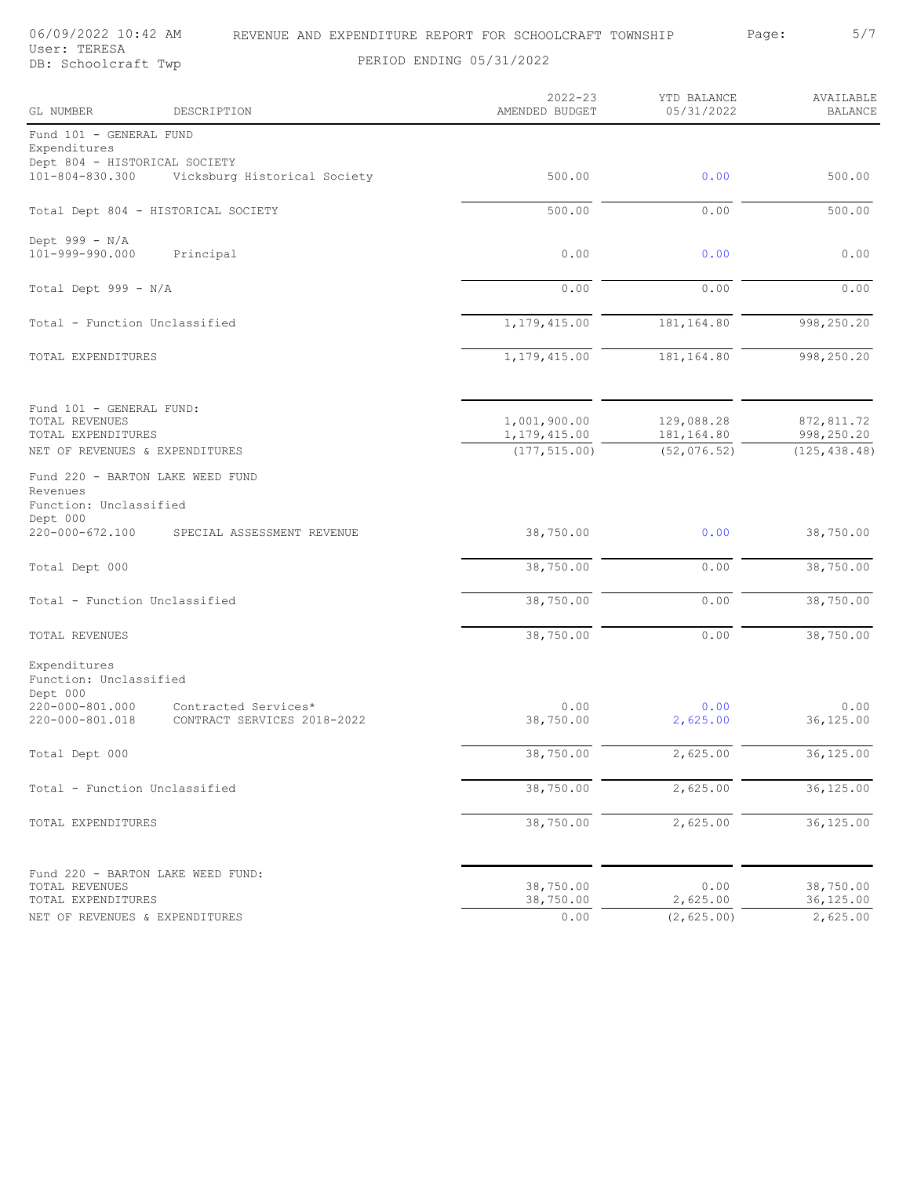REVENUE AND EXPENDITURE REPORT FOR SCHOOLCRAFT TOWNSHIP

User: TERESA
DB: Schoolcraft Twp

PERIOD ENDING 05/31/2022

| GL NUMBER | DESCRIPTION | 2022-23 AMENDED BUDGET | YTD BALANCE 05/31/2022 | AVAILABLE BALANCE |
|---|---|---|---|---|
| Fund 101 - GENERAL FUND | | | | |
| Expenditures | | | | |
| Dept 804 - HISTORICAL SOCIETY | | | | |
| 101-804-830.300 | Vicksburg Historical Society | 500.00 | 0.00 | 500.00 |
| Total Dept 804 - HISTORICAL SOCIETY | | 500.00 | 0.00 | 500.00 |
| Dept 999 - N/A | | | | |
| 101-999-990.000 | Principal | 0.00 | 0.00 | 0.00 |
| Total Dept 999 - N/A | | 0.00 | 0.00 | 0.00 |
| Total - Function Unclassified | | 1,179,415.00 | 181,164.80 | 998,250.20 |
| TOTAL EXPENDITURES | | 1,179,415.00 | 181,164.80 | 998,250.20 |
| Fund 101 - GENERAL FUND: | | | | |
| TOTAL REVENUES | | 1,001,900.00 | 129,088.28 | 872,811.72 |
| TOTAL EXPENDITURES | | 1,179,415.00 | 181,164.80 | 998,250.20 |
| NET OF REVENUES & EXPENDITURES | | (177,515.00) | (52,076.52) | (125,438.48) |
| Fund 220 - BARTON LAKE WEED FUND | | | | |
| Revenues | | | | |
| Function: Unclassified | | | | |
| Dept 000 | | | | |
| 220-000-672.100 | SPECIAL ASSESSMENT REVENUE | 38,750.00 | 0.00 | 38,750.00 |
| Total Dept 000 | | 38,750.00 | 0.00 | 38,750.00 |
| Total - Function Unclassified | | 38,750.00 | 0.00 | 38,750.00 |
| TOTAL REVENUES | | 38,750.00 | 0.00 | 38,750.00 |
| Expenditures | | | | |
| Function: Unclassified | | | | |
| Dept 000 | | | | |
| 220-000-801.000 | Contracted Services* | 0.00 | 0.00 | 0.00 |
| 220-000-801.018 | CONTRACT SERVICES 2018-2022 | 38,750.00 | 2,625.00 | 36,125.00 |
| Total Dept 000 | | 38,750.00 | 2,625.00 | 36,125.00 |
| Total - Function Unclassified | | 38,750.00 | 2,625.00 | 36,125.00 |
| TOTAL EXPENDITURES | | 38,750.00 | 2,625.00 | 36,125.00 |
| Fund 220 - BARTON LAKE WEED FUND: | | | | |
| TOTAL REVENUES | | 38,750.00 | 0.00 | 38,750.00 |
| TOTAL EXPENDITURES | | 38,750.00 | 2,625.00 | 36,125.00 |
| NET OF REVENUES & EXPENDITURES | | 0.00 | (2,625.00) | 2,625.00 |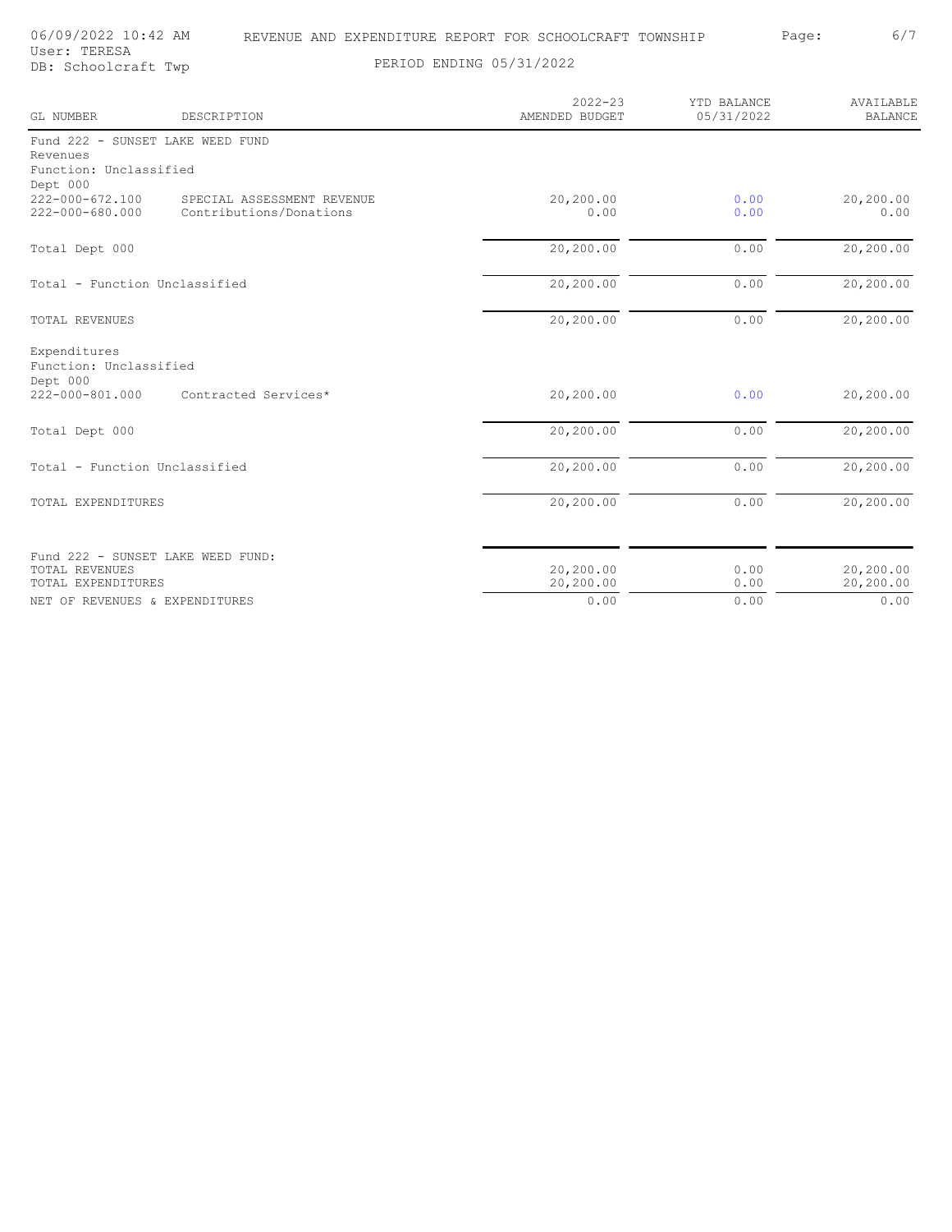REVENUE AND EXPENDITURE REPORT FOR SCHOOLCRAFT TOWNSHIP

PERIOD ENDING 05/31/2022

User: TERESA
DB: Schoolcraft Twp

| GL NUMBER | DESCRIPTION | 2022-23 AMENDED BUDGET | YTD BALANCE 05/31/2022 | AVAILABLE BALANCE |
|---|---|---|---|---|
| Fund 222 - SUNSET LAKE WEED FUND | | | | |
| Revenues | | | | |
| Function: Unclassified | | | | |
| Dept 000 | | | | |
| 222-000-672.100 | SPECIAL ASSESSMENT REVENUE | 20,200.00 | 0.00 | 20,200.00 |
| 222-000-680.000 | Contributions/Donations | 0.00 | 0.00 | 0.00 |
| Total Dept 000 | | 20,200.00 | 0.00 | 20,200.00 |
| Total - Function Unclassified | | 20,200.00 | 0.00 | 20,200.00 |
| TOTAL REVENUES | | 20,200.00 | 0.00 | 20,200.00 |
| Expenditures | | | | |
| Function: Unclassified | | | | |
| Dept 000 | | | | |
| 222-000-801.000 | Contracted Services* | 20,200.00 | 0.00 | 20,200.00 |
| Total Dept 000 | | 20,200.00 | 0.00 | 20,200.00 |
| Total - Function Unclassified | | 20,200.00 | 0.00 | 20,200.00 |
| TOTAL EXPENDITURES | | 20,200.00 | 0.00 | 20,200.00 |
| Fund 222 - SUNSET LAKE WEED FUND: | | | | |
| TOTAL REVENUES | | 20,200.00 | 0.00 | 20,200.00 |
| TOTAL EXPENDITURES | | 20,200.00 | 0.00 | 20,200.00 |
| NET OF REVENUES & EXPENDITURES | | 0.00 | 0.00 | 0.00 |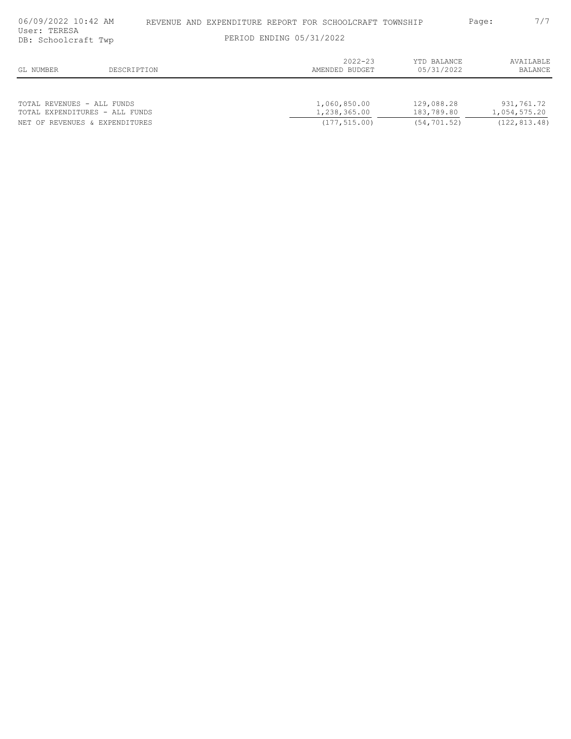REVENUE AND EXPENDITURE REPORT FOR SCHOOLCRAFT TOWNSHIP

PERIOD ENDING 05/31/2022

| GL NUMBER | DESCRIPTION | 2022-23 AMENDED BUDGET | YTD BALANCE 05/31/2022 | AVAILABLE BALANCE |
|---|---|---|---|---|
| TOTAL REVENUES - ALL FUNDS | | 1,060,850.00 | 129,088.28 | 931,761.72 |
| TOTAL EXPENDITURES - ALL FUNDS | | 1,238,365.00 | 183,789.80 | 1,054,575.20 |
| NET OF REVENUES & EXPENDITURES | | (177,515.00) | (54,701.52) | (122,813.48) |